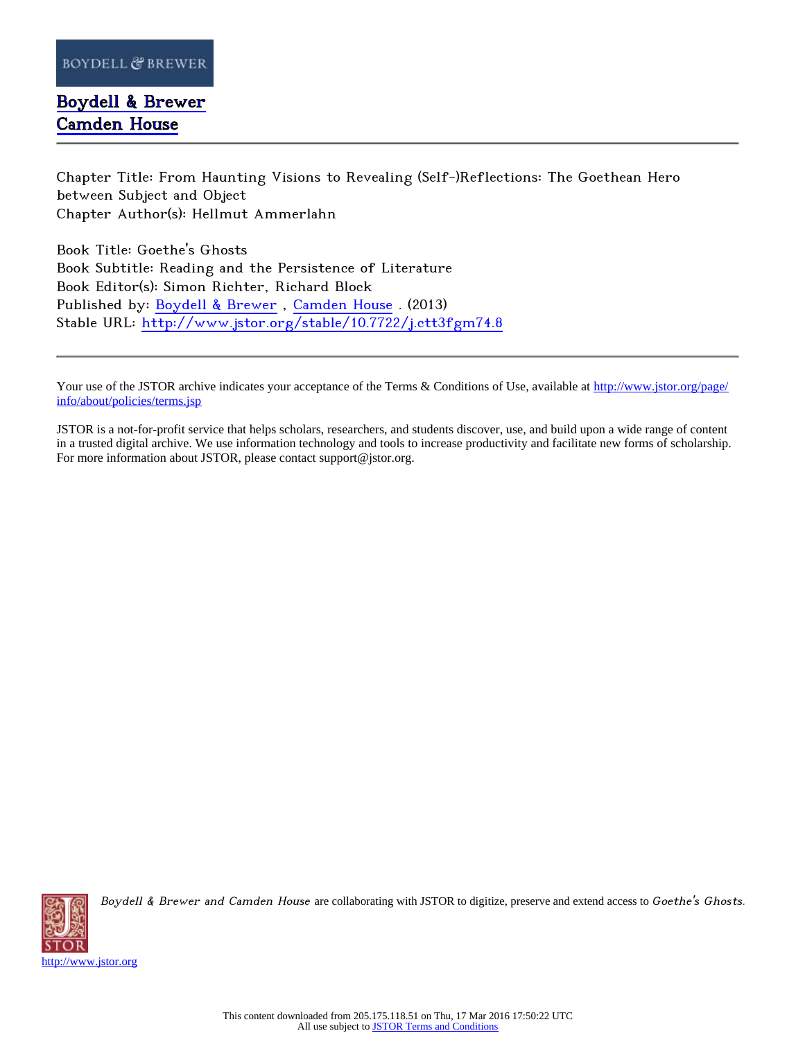BOYDELL & BREWER

Boydell & Brewer
Camden House

---

Chapter Title: From Haunting Visions to Revealing (Self-)Reflections: The Goethean Hero between Subject and Object
Chapter Author(s): Hellmut Ammerlahn

Book Title: Goethe's Ghosts
Book Subtitle: Reading and the Persistence of Literature
Book Editor(s): Simon Richter, Richard Block
Published by: Boydell & Brewer , Camden House . (2013)
Stable URL: http://www.jstor.org/stable/10.7722/j.ctt3fgm74.8

---

Your use of the JSTOR archive indicates your acceptance of the Terms & Conditions of Use, available at http://www.jstor.org/page/info/about/policies/terms.jsp

JSTOR is a not-for-profit service that helps scholars, researchers, and students discover, use, and build upon a wide range of content in a trusted digital archive. We use information technology and tools to increase productivity and facilitate new forms of scholarship. For more information about JSTOR, please contact support@jstor.org.

*Boydell & Brewer and Camden House* are collaborating with JSTOR to digitize, preserve and extend access to *Goethe's Ghosts*.

http://www.jstor.org

This content downloaded from 205.175.118.51 on Thu, 17 Mar 2016 17:50:22 UTC
All use subject to JSTOR Terms and Conditions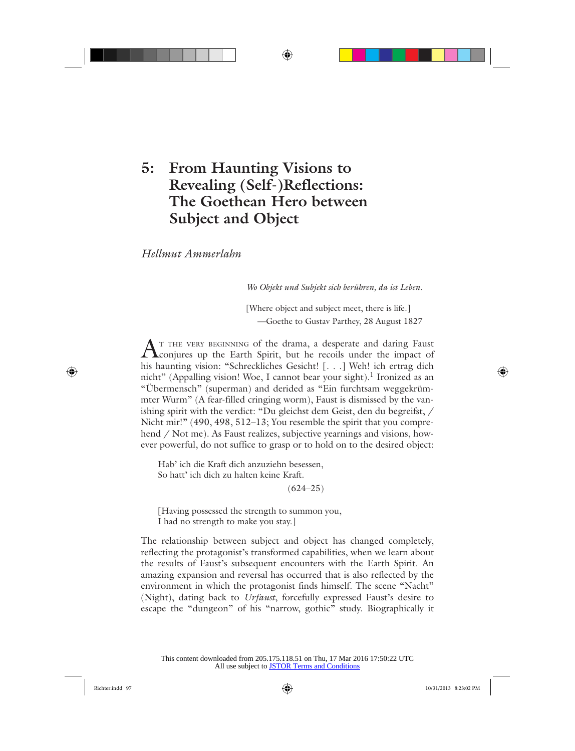# 5: From Haunting Visions to Revealing (Self-)Reflections: The Goethean Hero between Subject and Object

*Hellmut Ammerlahn*

> *Wo Objekt und Subjekt sich berühren, da ist Leben.*
>
> [Where object and subject meet, there is life.]
>
> —Goethe to Gustav Parthey, 28 August 1827

At the very beginning of the drama, a desperate and daring Faust conjures up the Earth Spirit, but he recoils under the impact of his haunting vision: "Schreckliches Gesicht! [. . .] Weh! ich ertrag dich nicht" (Appalling vision! Woe, I cannot bear your sight).[1] Ironized as an "Übermensch" (superman) and derided as "Ein furchtsam weggekrümmter Wurm" (A fear-filled cringing worm), Faust is dismissed by the vanishing spirit with the verdict: "Du gleichst dem Geist, den du begreifst, / Nicht mir!" (490, 498, 512–13; You resemble the spirit that you comprehend / Not me). As Faust realizes, subjective yearnings and visions, however powerful, do not suffice to grasp or to hold on to the desired object:

> Hab' ich die Kraft dich anzuziehn besessen,
> So hatt' ich dich zu halten keine Kraft.
>
> (624–25)
>
> [Having possessed the strength to summon you,
> I had no strength to make you stay.]

The relationship between subject and object has changed completely, reflecting the protagonist's transformed capabilities, when we learn about the results of Faust's subsequent encounters with the Earth Spirit. An amazing expansion and reversal has occurred that is also reflected by the environment in which the protagonist finds himself. The scene "Nacht" (Night), dating back to *Urfaust*, forcefully expressed Faust's desire to escape the "dungeon" of his "narrow, gothic" study. Biographically it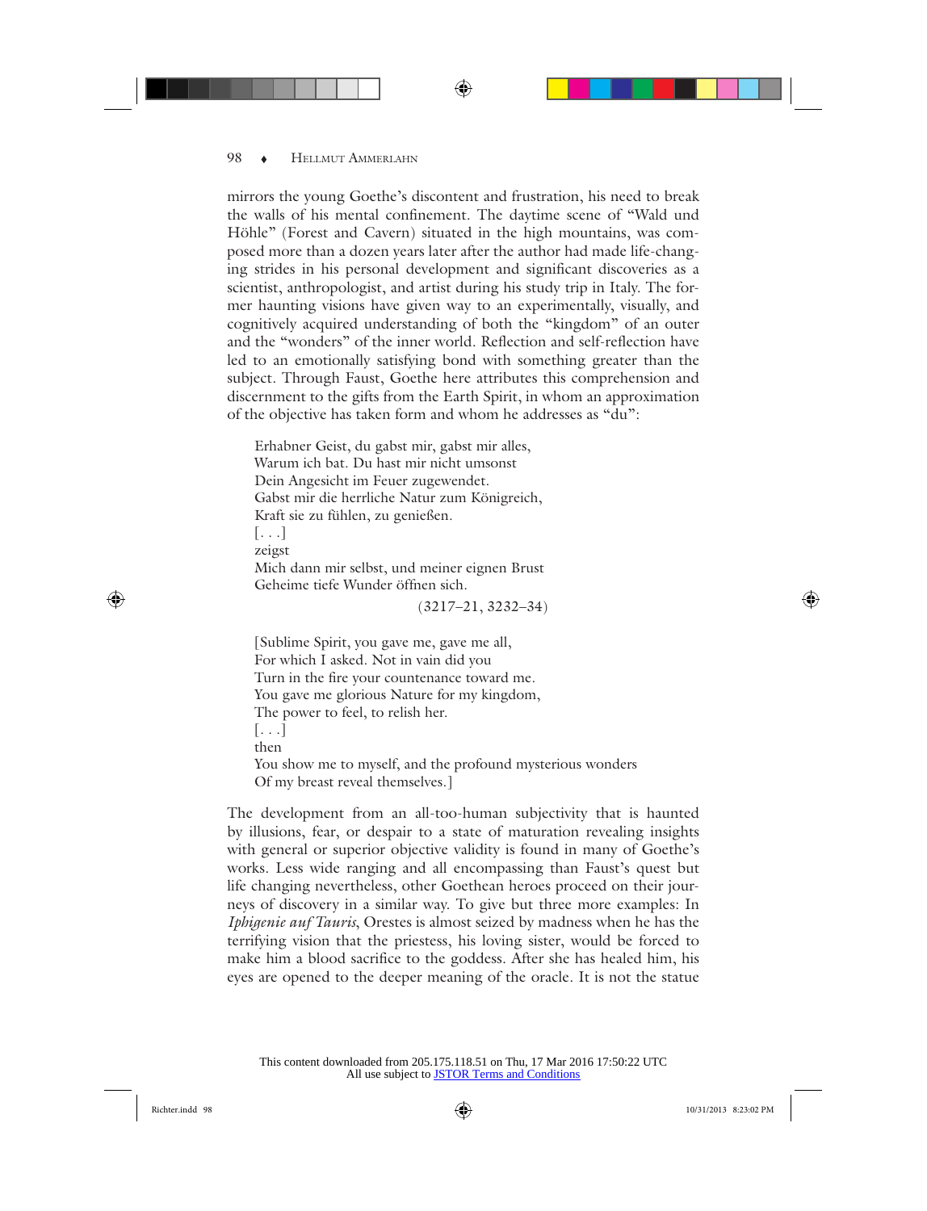mirrors the young Goethe's discontent and frustration, his need to break the walls of his mental confinement. The daytime scene of "Wald und Höhle" (Forest and Cavern) situated in the high mountains, was composed more than a dozen years later after the author had made life-changing strides in his personal development and significant discoveries as a scientist, anthropologist, and artist during his study trip in Italy. The former haunting visions have given way to an experimentally, visually, and cognitively acquired understanding of both the "kingdom" of an outer and the "wonders" of the inner world. Reflection and self-reflection have led to an emotionally satisfying bond with something greater than the subject. Through Faust, Goethe here attributes this comprehension and discernment to the gifts from the Earth Spirit, in whom an approximation of the objective has taken form and whom he addresses as "du":

> Erhabner Geist, du gabst mir, gabst mir alles,
> Warum ich bat. Du hast mir nicht umsonst
> Dein Angesicht im Feuer zugewendet.
> Gabst mir die herrliche Natur zum Königreich,
> Kraft sie zu fühlen, zu genießen.
> [. . .]
> zeigst
> Mich dann mir selbst, und meiner eignen Brust
> Geheime tiefe Wunder öffnen sich.
>
> (3217–21, 3232–34)

> [Sublime Spirit, you gave me, gave me all,
> For which I asked. Not in vain did you
> Turn in the fire your countenance toward me.
> You gave me glorious Nature for my kingdom,
> The power to feel, to relish her.
> [. . .]
> then
> You show me to myself, and the profound mysterious wonders
> Of my breast reveal themselves.]

The development from an all-too-human subjectivity that is haunted by illusions, fear, or despair to a state of maturation revealing insights with general or superior objective validity is found in many of Goethe's works. Less wide ranging and all encompassing than Faust's quest but life changing nevertheless, other Goethean heroes proceed on their journeys of discovery in a similar way. To give but three more examples: In *Iphigenie auf Tauris*, Orestes is almost seized by madness when he has the terrifying vision that the priestess, his loving sister, would be forced to make him a blood sacrifice to the goddess. After she has healed him, his eyes are opened to the deeper meaning of the oracle. It is not the statue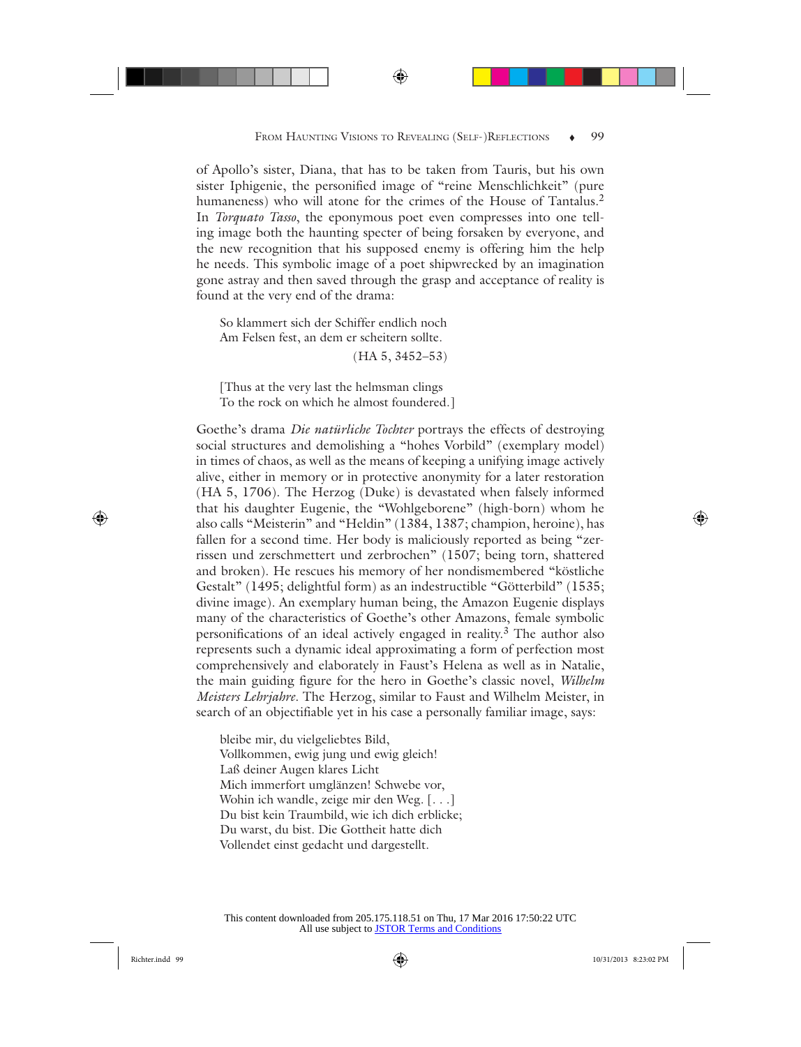of Apollo's sister, Diana, that has to be taken from Tauris, but his own sister Iphigenie, the personified image of "reine Menschlichkeit" (pure humaneness) who will atone for the crimes of the House of Tantalus.[2] In *Torquato Tasso*, the eponymous poet even compresses into one telling image both the haunting specter of being forsaken by everyone, and the new recognition that his supposed enemy is offering him the help he needs. This symbolic image of a poet shipwrecked by an imagination gone astray and then saved through the grasp and acceptance of reality is found at the very end of the drama:

> So klammert sich der Schiffer endlich noch
> Am Felsen fest, an dem er scheitern sollte.
> (HA 5, 3452–53)
>
> [Thus at the very last the helmsman clings
> To the rock on which he almost foundered.]

Goethe's drama *Die natürliche Tochter* portrays the effects of destroying social structures and demolishing a "hohes Vorbild" (exemplary model) in times of chaos, as well as the means of keeping a unifying image actively alive, either in memory or in protective anonymity for a later restoration (HA 5, 1706). The Herzog (Duke) is devastated when falsely informed that his daughter Eugenie, the "Wohlgeborene" (high-born) whom he also calls "Meisterin" and "Heldin" (1384, 1387; champion, heroine), has fallen for a second time. Her body is maliciously reported as being "zerrissen und zerschmettert und zerbrochen" (1507; being torn, shattered and broken). He rescues his memory of her nondismembered "köstliche Gestalt" (1495; delightful form) as an indestructible "Götterbild" (1535; divine image). An exemplary human being, the Amazon Eugenie displays many of the characteristics of Goethe's other Amazons, female symbolic personifications of an ideal actively engaged in reality.[3] The author also represents such a dynamic ideal approximating a form of perfection most comprehensively and elaborately in Faust's Helena as well as in Natalie, the main guiding figure for the hero in Goethe's classic novel, *Wilhelm Meisters Lehrjahre*. The Herzog, similar to Faust and Wilhelm Meister, in search of an objectifiable yet in his case a personally familiar image, says:

> bleibe mir, du vielgeliebtes Bild,
> Vollkommen, ewig jung und ewig gleich!
> Laß deiner Augen klares Licht
> Mich immerfort umglänzen! Schwebe vor,
> Wohin ich wandle, zeige mir den Weg. [. . .]
> Du bist kein Traumbild, wie ich dich erblicke;
> Du warst, du bist. Die Gottheit hatte dich
> Vollendet einst gedacht und dargestellt.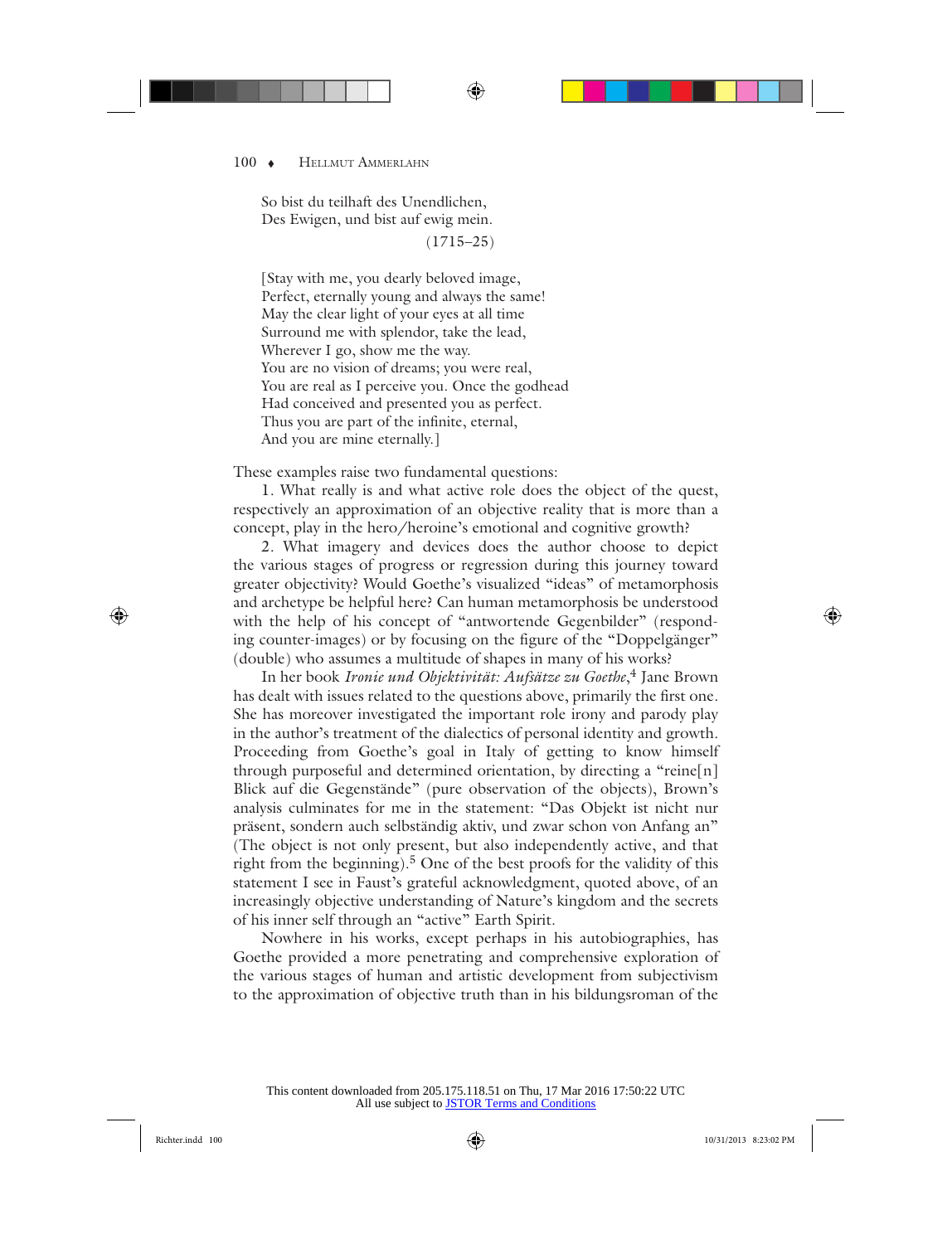So bist du teilhaft des Unendlichen,
Des Ewigen, und bist auf ewig mein.
(1715–25)

[Stay with me, you dearly beloved image,
Perfect, eternally young and always the same!
May the clear light of your eyes at all time
Surround me with splendor, take the lead,
Wherever I go, show me the way.
You are no vision of dreams; you were real,
You are real as I perceive you. Once the godhead
Had conceived and presented you as perfect.
Thus you are part of the infinite, eternal,
And you are mine eternally.]

These examples raise two fundamental questions:

1. What really is and what active role does the object of the quest, respectively an approximation of an objective reality that is more than a concept, play in the hero/heroine's emotional and cognitive growth?

2. What imagery and devices does the author choose to depict the various stages of progress or regression during this journey toward greater objectivity? Would Goethe's visualized "ideas" of metamorphosis and archetype be helpful here? Can human metamorphosis be understood with the help of his concept of "antwortende Gegenbilder" (responding counter-images) or by focusing on the figure of the "Doppelgänger" (double) who assumes a multitude of shapes in many of his works?

In her book *Ironie und Objektivität: Aufsätze zu Goethe*,[4] Jane Brown has dealt with issues related to the questions above, primarily the first one. She has moreover investigated the important role irony and parody play in the author's treatment of the dialectics of personal identity and growth. Proceeding from Goethe's goal in Italy of getting to know himself through purposeful and determined orientation, by directing a "reine[n] Blick auf die Gegenstände" (pure observation of the objects), Brown's analysis culminates for me in the statement: "Das Objekt ist nicht nur präsent, sondern auch selbständig aktiv, und zwar schon von Anfang an" (The object is not only present, but also independently active, and that right from the beginning).[5] One of the best proofs for the validity of this statement I see in Faust's grateful acknowledgment, quoted above, of an increasingly objective understanding of Nature's kingdom and the secrets of his inner self through an "active" Earth Spirit.

Nowhere in his works, except perhaps in his autobiographies, has Goethe provided a more penetrating and comprehensive exploration of the various stages of human and artistic development from subjectivism to the approximation of objective truth than in his bildungsroman of the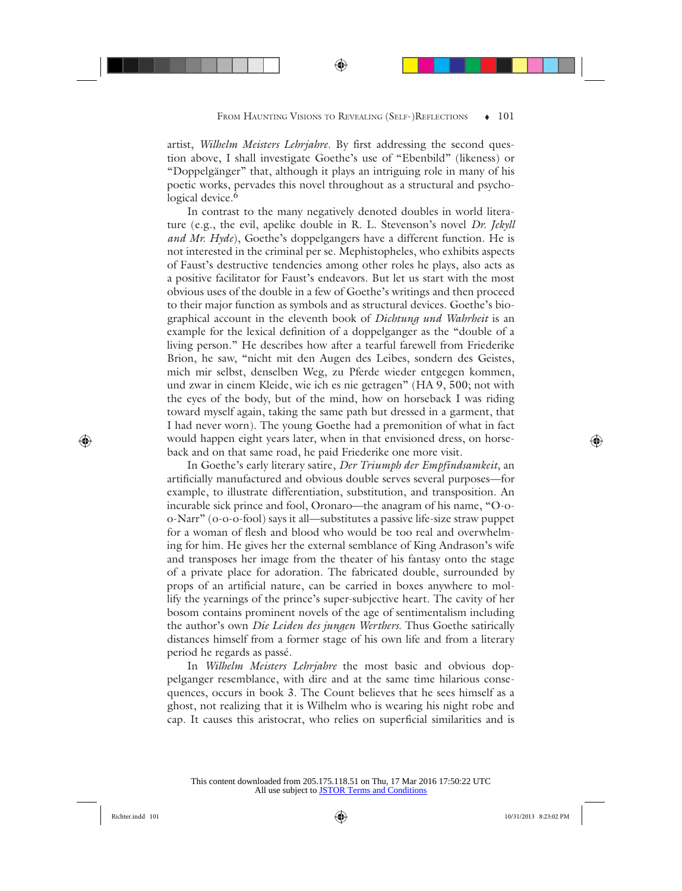artist, *Wilhelm Meisters Lehrjahre*. By first addressing the second question above, I shall investigate Goethe's use of "Ebenbild" (likeness) or "Doppelgänger" that, although it plays an intriguing role in many of his poetic works, pervades this novel throughout as a structural and psychological device.[6]

In contrast to the many negatively denoted doubles in world literature (e.g., the evil, apelike double in R. L. Stevenson's novel *Dr. Jekyll and Mr. Hyde*), Goethe's doppelgangers have a different function. He is not interested in the criminal per se. Mephistopheles, who exhibits aspects of Faust's destructive tendencies among other roles he plays, also acts as a positive facilitator for Faust's endeavors. But let us start with the most obvious uses of the double in a few of Goethe's writings and then proceed to their major function as symbols and as structural devices. Goethe's biographical account in the eleventh book of *Dichtung und Wahrheit* is an example for the lexical definition of a doppelganger as the "double of a living person." He describes how after a tearful farewell from Friederike Brion, he saw, "nicht mit den Augen des Leibes, sondern des Geistes, mich mir selbst, denselben Weg, zu Pferde wieder entgegen kommen, und zwar in einem Kleide, wie ich es nie getragen" (HA 9, 500; not with the eyes of the body, but of the mind, how on horseback I was riding toward myself again, taking the same path but dressed in a garment, that I had never worn). The young Goethe had a premonition of what in fact would happen eight years later, when in that envisioned dress, on horseback and on that same road, he paid Friederike one more visit.

In Goethe's early literary satire, *Der Triumph der Empfindsamkeit*, an artificially manufactured and obvious double serves several purposes—for example, to illustrate differentiation, substitution, and transposition. An incurable sick prince and fool, Oronaro—the anagram of his name, "O-o-o-Narr" (o-o-o-fool) says it all—substitutes a passive life-size straw puppet for a woman of flesh and blood who would be too real and overwhelming for him. He gives her the external semblance of King Andrason's wife and transposes her image from the theater of his fantasy onto the stage of a private place for adoration. The fabricated double, surrounded by props of an artificial nature, can be carried in boxes anywhere to mollify the yearnings of the prince's super-subjective heart. The cavity of her bosom contains prominent novels of the age of sentimentalism including the author's own *Die Leiden des jungen Werthers.* Thus Goethe satirically distances himself from a former stage of his own life and from a literary period he regards as passé.

In *Wilhelm Meisters Lehrjahre* the most basic and obvious doppelganger resemblance, with dire and at the same time hilarious consequences, occurs in book 3. The Count believes that he sees himself as a ghost, not realizing that it is Wilhelm who is wearing his night robe and cap. It causes this aristocrat, who relies on superficial similarities and is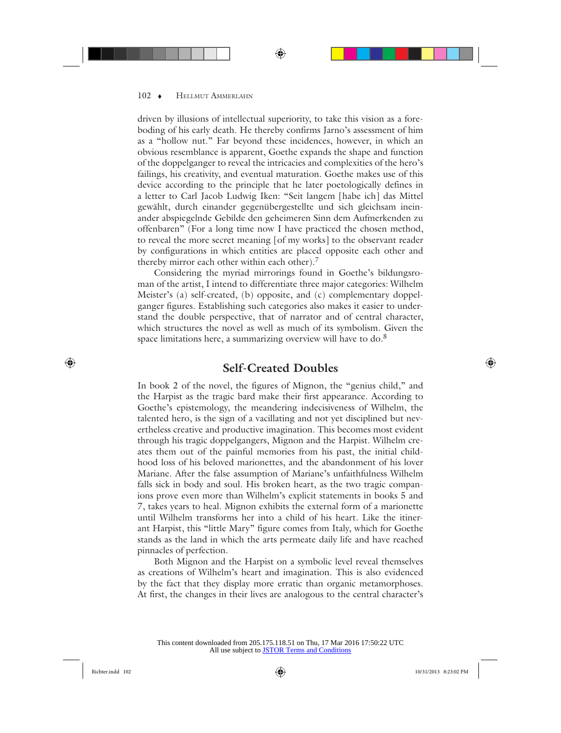driven by illusions of intellectual superiority, to take this vision as a foreboding of his early death. He thereby confirms Jarno's assessment of him as a "hollow nut." Far beyond these incidences, however, in which an obvious resemblance is apparent, Goethe expands the shape and function of the doppelganger to reveal the intricacies and complexities of the hero's failings, his creativity, and eventual maturation. Goethe makes use of this device according to the principle that he later poetologically defines in a letter to Carl Jacob Ludwig Iken: "Seit langem [habe ich] das Mittel gewählt, durch einander gegenübergestellte und sich gleichsam ineinander abspiegelnde Gebilde den geheimeren Sinn dem Aufmerkenden zu offenbaren" (For a long time now I have practiced the chosen method, to reveal the more secret meaning [of my works] to the observant reader by configurations in which entities are placed opposite each other and thereby mirror each other within each other).[7]

Considering the myriad mirrorings found in Goethe's bildungsroman of the artist, I intend to differentiate three major categories: Wilhelm Meister's (a) self-created, (b) opposite, and (c) complementary doppelganger figures. Establishing such categories also makes it easier to understand the double perspective, that of narrator and of central character, which structures the novel as well as much of its symbolism. Given the space limitations here, a summarizing overview will have to do.[8]

## Self-Created Doubles

In book 2 of the novel, the figures of Mignon, the "genius child," and the Harpist as the tragic bard make their first appearance. According to Goethe's epistemology, the meandering indecisiveness of Wilhelm, the talented hero, is the sign of a vacillating and not yet disciplined but nevertheless creative and productive imagination. This becomes most evident through his tragic doppelgangers, Mignon and the Harpist. Wilhelm creates them out of the painful memories from his past, the initial childhood loss of his beloved marionettes, and the abandonment of his lover Mariane. After the false assumption of Mariane's unfaithfulness Wilhelm falls sick in body and soul. His broken heart, as the two tragic companions prove even more than Wilhelm's explicit statements in books 5 and 7, takes years to heal. Mignon exhibits the external form of a marionette until Wilhelm transforms her into a child of his heart. Like the itinerant Harpist, this "little Mary" figure comes from Italy, which for Goethe stands as the land in which the arts permeate daily life and have reached pinnacles of perfection.

Both Mignon and the Harpist on a symbolic level reveal themselves as creations of Wilhelm's heart and imagination. This is also evidenced by the fact that they display more erratic than organic metamorphoses. At first, the changes in their lives are analogous to the central character's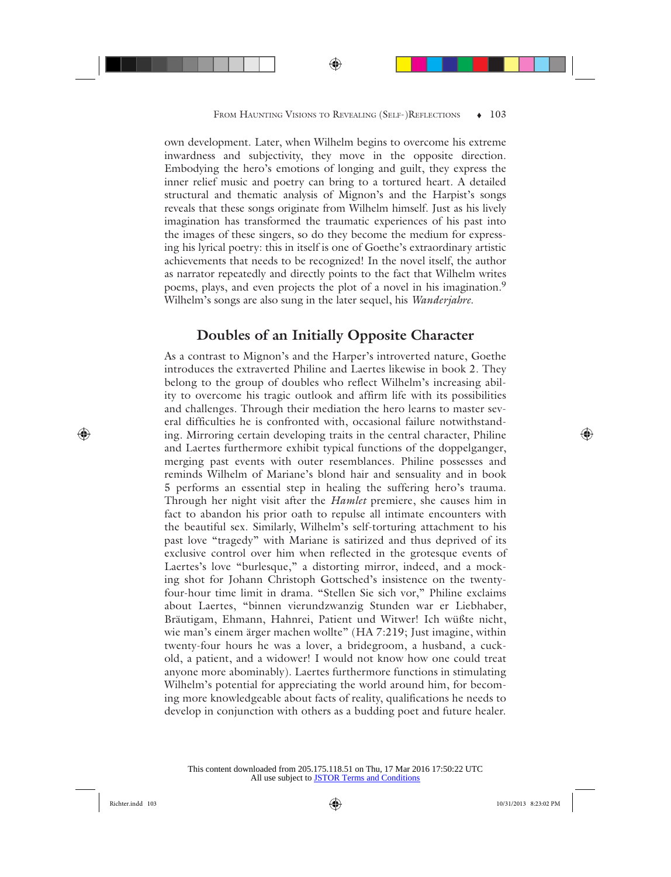own development. Later, when Wilhelm begins to overcome his extreme inwardness and subjectivity, they move in the opposite direction. Embodying the hero's emotions of longing and guilt, they express the inner relief music and poetry can bring to a tortured heart. A detailed structural and thematic analysis of Mignon's and the Harpist's songs reveals that these songs originate from Wilhelm himself. Just as his lively imagination has transformed the traumatic experiences of his past into the images of these singers, so do they become the medium for expressing his lyrical poetry: this in itself is one of Goethe's extraordinary artistic achievements that needs to be recognized! In the novel itself, the author as narrator repeatedly and directly points to the fact that Wilhelm writes poems, plays, and even projects the plot of a novel in his imagination.[9] Wilhelm's songs are also sung in the later sequel, his *Wanderjahre*.

## Doubles of an Initially Opposite Character

As a contrast to Mignon's and the Harper's introverted nature, Goethe introduces the extraverted Philine and Laertes likewise in book 2. They belong to the group of doubles who reflect Wilhelm's increasing ability to overcome his tragic outlook and affirm life with its possibilities and challenges. Through their mediation the hero learns to master several difficulties he is confronted with, occasional failure notwithstanding. Mirroring certain developing traits in the central character, Philine and Laertes furthermore exhibit typical functions of the doppelganger, merging past events with outer resemblances. Philine possesses and reminds Wilhelm of Mariane's blond hair and sensuality and in book 5 performs an essential step in healing the suffering hero's trauma. Through her night visit after the *Hamlet* premiere, she causes him in fact to abandon his prior oath to repulse all intimate encounters with the beautiful sex. Similarly, Wilhelm's self-torturing attachment to his past love "tragedy" with Mariane is satirized and thus deprived of its exclusive control over him when reflected in the grotesque events of Laertes's love "burlesque," a distorting mirror, indeed, and a mocking shot for Johann Christoph Gottsched's insistence on the twenty-four-hour time limit in drama. "Stellen Sie sich vor," Philine exclaims about Laertes, "binnen vierundzwanzig Stunden war er Liebhaber, Bräutigam, Ehmann, Hahnrei, Patient und Witwer! Ich wüßte nicht, wie man's einem ärger machen wollte" (HA 7:219; Just imagine, within twenty-four hours he was a lover, a bridegroom, a husband, a cuckold, a patient, and a widower! I would not know how one could treat anyone more abominably). Laertes furthermore functions in stimulating Wilhelm's potential for appreciating the world around him, for becoming more knowledgeable about facts of reality, qualifications he needs to develop in conjunction with others as a budding poet and future healer.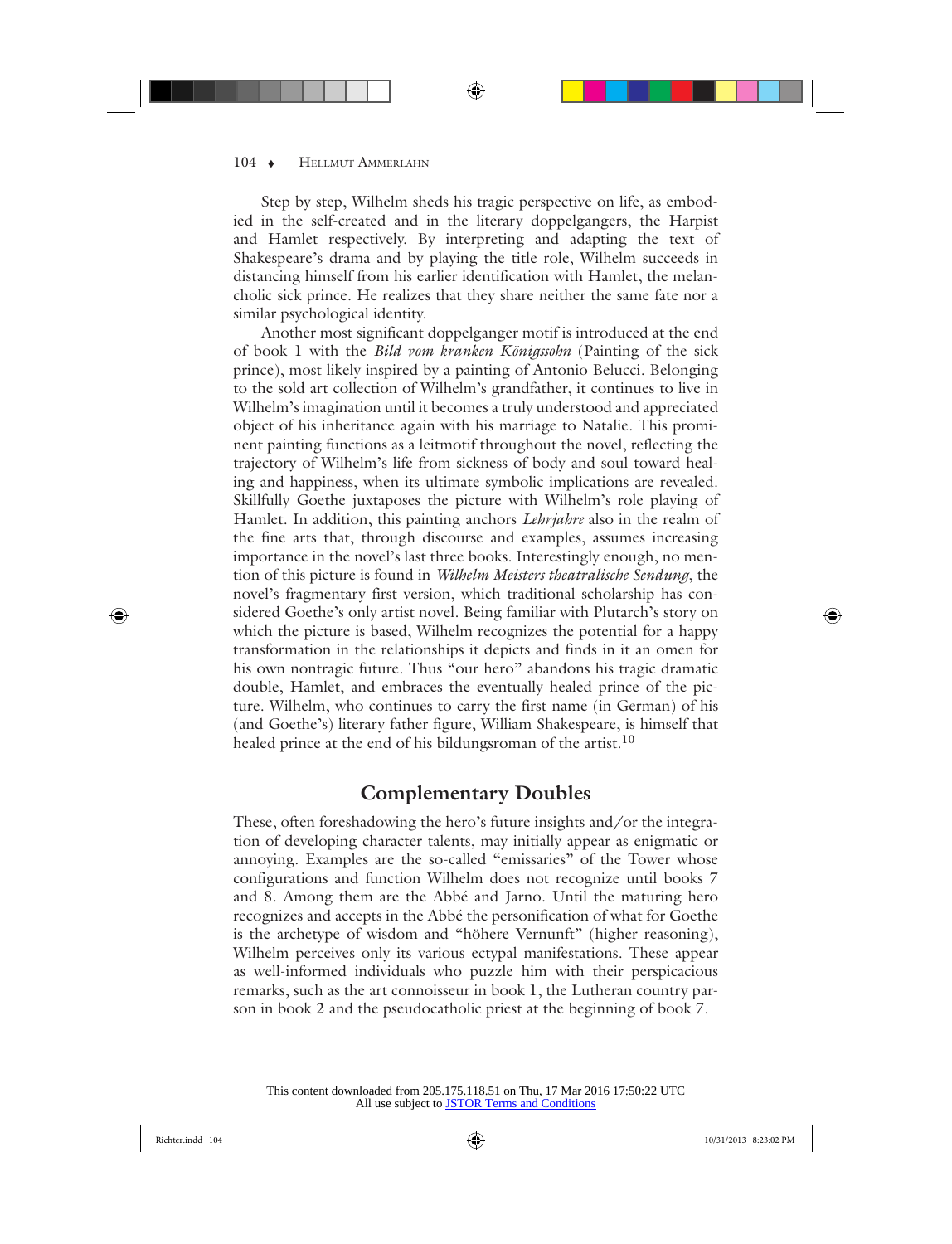Step by step, Wilhelm sheds his tragic perspective on life, as embodied in the self-created and in the literary doppelgangers, the Harpist and Hamlet respectively. By interpreting and adapting the text of Shakespeare's drama and by playing the title role, Wilhelm succeeds in distancing himself from his earlier identification with Hamlet, the melancholic sick prince. He realizes that they share neither the same fate nor a similar psychological identity.

Another most significant doppelganger motif is introduced at the end of book 1 with the *Bild vom kranken Königssohn* (Painting of the sick prince), most likely inspired by a painting of Antonio Belucci. Belonging to the sold art collection of Wilhelm's grandfather, it continues to live in Wilhelm's imagination until it becomes a truly understood and appreciated object of his inheritance again with his marriage to Natalie. This prominent painting functions as a leitmotif throughout the novel, reflecting the trajectory of Wilhelm's life from sickness of body and soul toward healing and happiness, when its ultimate symbolic implications are revealed. Skillfully Goethe juxtaposes the picture with Wilhelm's role playing of Hamlet. In addition, this painting anchors *Lehrjahre* also in the realm of the fine arts that, through discourse and examples, assumes increasing importance in the novel's last three books. Interestingly enough, no mention of this picture is found in *Wilhelm Meisters theatralische Sendung*, the novel's fragmentary first version, which traditional scholarship has considered Goethe's only artist novel. Being familiar with Plutarch's story on which the picture is based, Wilhelm recognizes the potential for a happy transformation in the relationships it depicts and finds in it an omen for his own nontragic future. Thus "our hero" abandons his tragic dramatic double, Hamlet, and embraces the eventually healed prince of the picture. Wilhelm, who continues to carry the first name (in German) of his (and Goethe's) literary father figure, William Shakespeare, is himself that healed prince at the end of his bildungsroman of the artist.[10]

## Complementary Doubles

These, often foreshadowing the hero's future insights and/or the integration of developing character talents, may initially appear as enigmatic or annoying. Examples are the so-called "emissaries" of the Tower whose configurations and function Wilhelm does not recognize until books 7 and 8. Among them are the Abbé and Jarno. Until the maturing hero recognizes and accepts in the Abbé the personification of what for Goethe is the archetype of wisdom and "höhere Vernunft" (higher reasoning), Wilhelm perceives only its various ectypal manifestations. These appear as well-informed individuals who puzzle him with their perspicacious remarks, such as the art connoisseur in book 1, the Lutheran country parson in book 2 and the pseudocatholic priest at the beginning of book 7.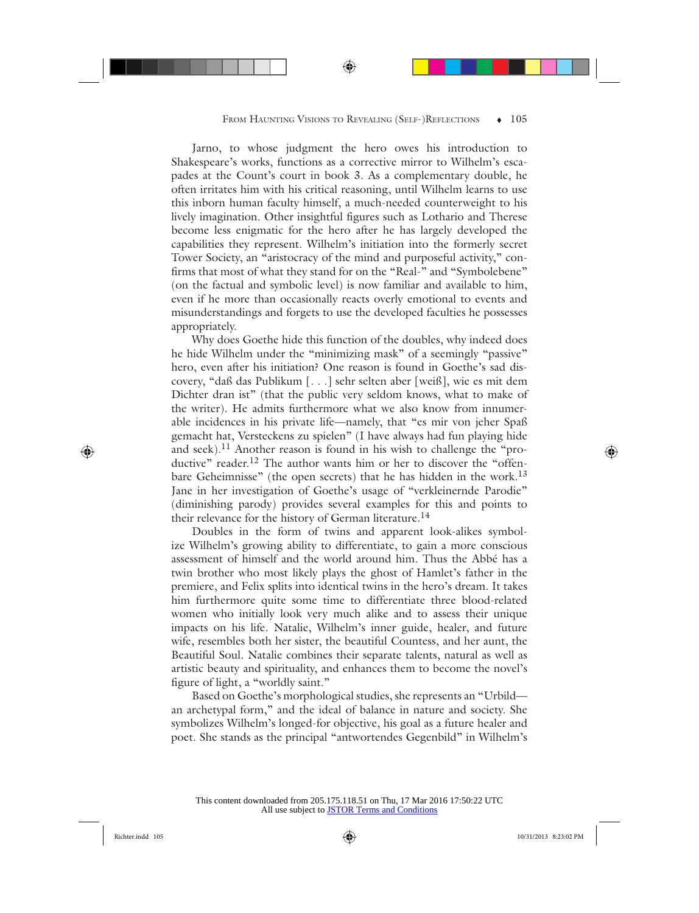Jarno, to whose judgment the hero owes his introduction to Shakespeare's works, functions as a corrective mirror to Wilhelm's escapades at the Count's court in book 3. As a complementary double, he often irritates him with his critical reasoning, until Wilhelm learns to use this inborn human faculty himself, a much-needed counterweight to his lively imagination. Other insightful figures such as Lothario and Therese become less enigmatic for the hero after he has largely developed the capabilities they represent. Wilhelm's initiation into the formerly secret Tower Society, an "aristocracy of the mind and purposeful activity," confirms that most of what they stand for on the "Real-" and "Symbolebene" (on the factual and symbolic level) is now familiar and available to him, even if he more than occasionally reacts overly emotional to events and misunderstandings and forgets to use the developed faculties he possesses appropriately.

Why does Goethe hide this function of the doubles, why indeed does he hide Wilhelm under the "minimizing mask" of a seemingly "passive" hero, even after his initiation? One reason is found in Goethe's sad discovery, "daß das Publikum [. . .] sehr selten aber [weiß], wie es mit dem Dichter dran ist" (that the public very seldom knows, what to make of the writer). He admits furthermore what we also know from innumerable incidences in his private life—namely, that "es mir von jeher Spaß gemacht hat, Versteckens zu spielen" (I have always had fun playing hide and seek).[11] Another reason is found in his wish to challenge the "productive" reader.[12] The author wants him or her to discover the "offenbare Geheimnisse" (the open secrets) that he has hidden in the work.[13] Jane in her investigation of Goethe's usage of "verkleinernde Parodie" (diminishing parody) provides several examples for this and points to their relevance for the history of German literature.[14]

Doubles in the form of twins and apparent look-alikes symbolize Wilhelm's growing ability to differentiate, to gain a more conscious assessment of himself and the world around him. Thus the Abbé has a twin brother who most likely plays the ghost of Hamlet's father in the premiere, and Felix splits into identical twins in the hero's dream. It takes him furthermore quite some time to differentiate three blood-related women who initially look very much alike and to assess their unique impacts on his life. Natalie, Wilhelm's inner guide, healer, and future wife, resembles both her sister, the beautiful Countess, and her aunt, the Beautiful Soul. Natalie combines their separate talents, natural as well as artistic beauty and spirituality, and enhances them to become the novel's figure of light, a "worldly saint."

Based on Goethe's morphological studies, she represents an "Urbild—an archetypal form," and the ideal of balance in nature and society. She symbolizes Wilhelm's longed-for objective, his goal as a future healer and poet. She stands as the principal "antwortendes Gegenbild" in Wilhelm's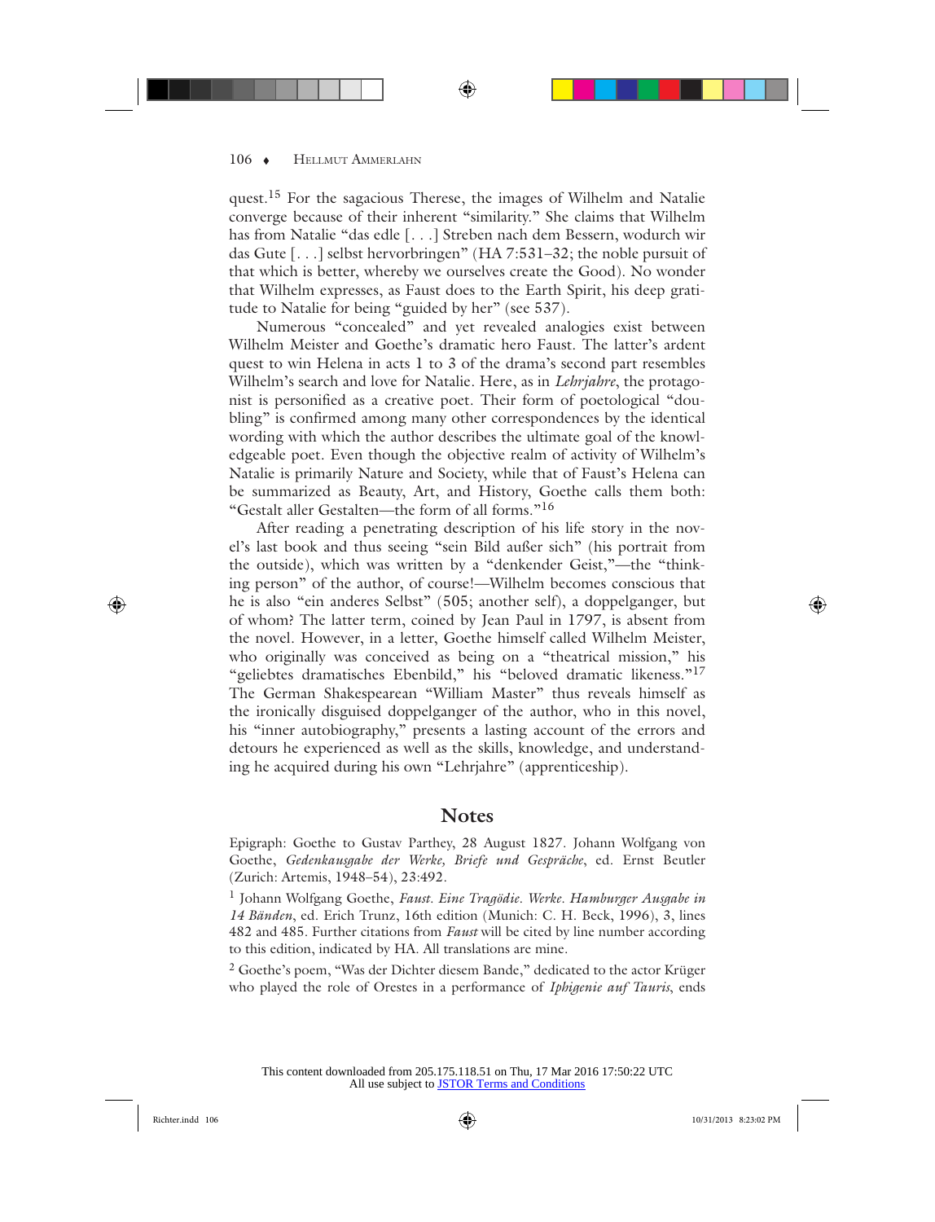quest.[15] For the sagacious Therese, the images of Wilhelm and Natalie converge because of their inherent "similarity." She claims that Wilhelm has from Natalie "das edle [. . .] Streben nach dem Bessern, wodurch wir das Gute [. . .] selbst hervorbringen" (HA 7:531–32; the noble pursuit of that which is better, whereby we ourselves create the Good). No wonder that Wilhelm expresses, as Faust does to the Earth Spirit, his deep gratitude to Natalie for being "guided by her" (see 537).

Numerous "concealed" and yet revealed analogies exist between Wilhelm Meister and Goethe's dramatic hero Faust. The latter's ardent quest to win Helena in acts 1 to 3 of the drama's second part resembles Wilhelm's search and love for Natalie. Here, as in *Lehrjahre*, the protagonist is personified as a creative poet. Their form of poetological "doubling" is confirmed among many other correspondences by the identical wording with which the author describes the ultimate goal of the knowledgeable poet. Even though the objective realm of activity of Wilhelm's Natalie is primarily Nature and Society, while that of Faust's Helena can be summarized as Beauty, Art, and History, Goethe calls them both: "Gestalt aller Gestalten—the form of all forms."[16]

After reading a penetrating description of his life story in the novel's last book and thus seeing "sein Bild außer sich" (his portrait from the outside), which was written by a "denkender Geist,"—the "thinking person" of the author, of course!—Wilhelm becomes conscious that he is also "ein anderes Selbst" (505; another self), a doppelganger, but of whom? The latter term, coined by Jean Paul in 1797, is absent from the novel. However, in a letter, Goethe himself called Wilhelm Meister, who originally was conceived as being on a "theatrical mission," his "geliebtes dramatisches Ebenbild," his "beloved dramatic likeness."[17] The German Shakespearean "William Master" thus reveals himself as the ironically disguised doppelganger of the author, who in this novel, his "inner autobiography," presents a lasting account of the errors and detours he experienced as well as the skills, knowledge, and understanding he acquired during his own "Lehrjahre" (apprenticeship).

## Notes

Epigraph: Goethe to Gustav Parthey, 28 August 1827. Johann Wolfgang von Goethe, *Gedenkausgabe der Werke, Briefe und Gespräche*, ed. Ernst Beutler (Zurich: Artemis, 1948–54), 23:492.

[1] Johann Wolfgang Goethe, *Faust. Eine Tragödie. Werke. Hamburger Ausgabe in 14 Bänden*, ed. Erich Trunz, 16th edition (Munich: C. H. Beck, 1996), 3, lines 482 and 485. Further citations from *Faust* will be cited by line number according to this edition, indicated by HA. All translations are mine.

[2] Goethe's poem, "Was der Dichter diesem Bande," dedicated to the actor Krüger who played the role of Orestes in a performance of *Iphigenie auf Tauris*, ends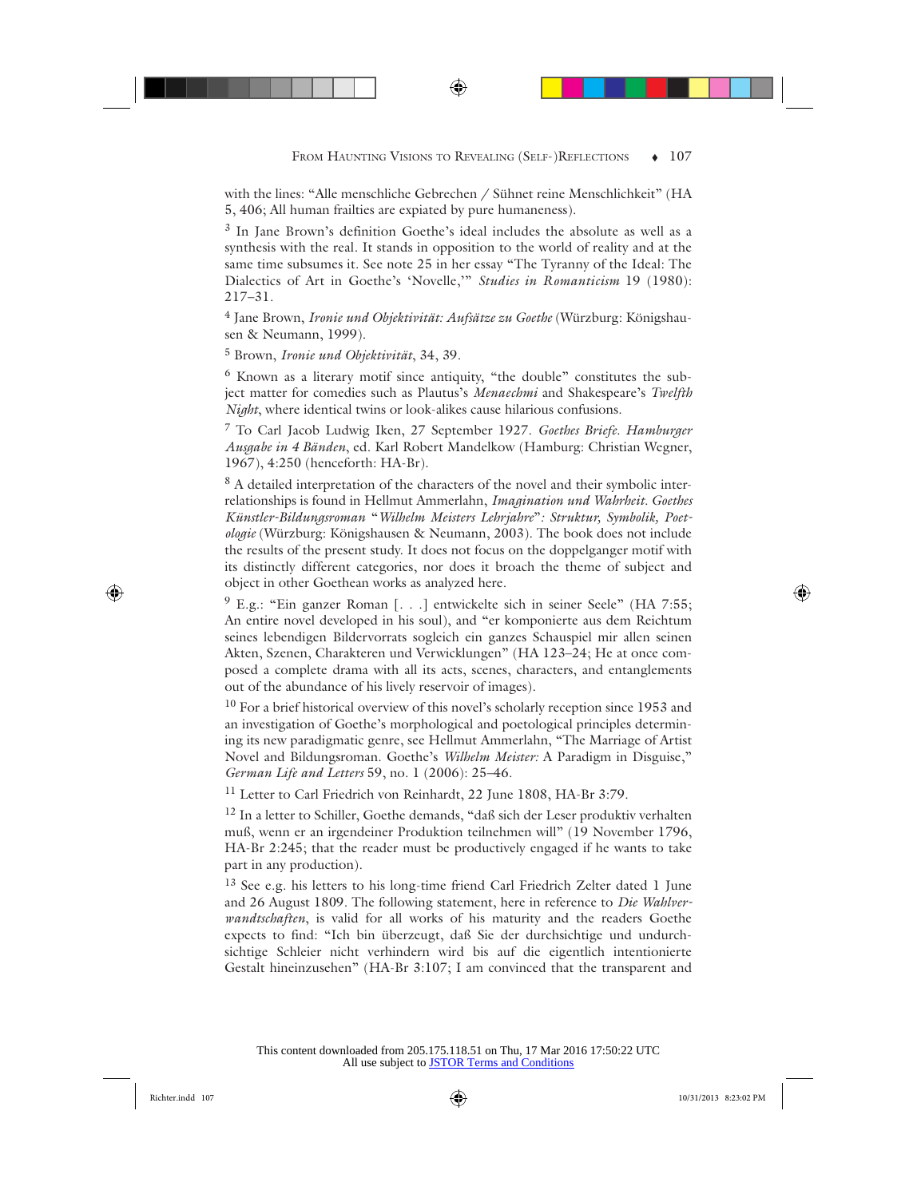with the lines: “Alle menschliche Gebrechen / Sühnet reine Menschlichkeit” (HA 5, 406; All human frailties are expiated by pure humaneness).

[3] In Jane Brown’s definition Goethe’s ideal includes the absolute as well as a synthesis with the real. It stands in opposition to the world of reality and at the same time subsumes it. See note 25 in her essay “The Tyranny of the Ideal: The Dialectics of Art in Goethe’s ‘Novelle,’” *Studies in Romanticism* 19 (1980): 217–31.

[4] Jane Brown, *Ironie und Objektivität: Aufsätze zu Goethe* (Würzburg: Königshausen & Neumann, 1999).

[5] Brown, *Ironie und Objektivität*, 34, 39.

[6] Known as a literary motif since antiquity, “the double” constitutes the subject matter for comedies such as Plautus’s *Menaechmi* and Shakespeare’s *Twelfth Night*, where identical twins or look-alikes cause hilarious confusions.

[7] To Carl Jacob Ludwig Iken, 27 September 1927. *Goethes Briefe. Hamburger Ausgabe in 4 Bänden*, ed. Karl Robert Mandelkow (Hamburg: Christian Wegner, 1967), 4:250 (henceforth: HA-Br).

[8] A detailed interpretation of the characters of the novel and their symbolic interrelationships is found in Hellmut Ammerlahn, *Imagination und Wahrheit. Goethes Künstler-Bildungsroman* “*Wilhelm Meisters Lehrjahre*”*: Struktur, Symbolik, Poetologie* (Würzburg: Königshausen & Neumann, 2003). The book does not include the results of the present study. It does not focus on the doppelganger motif with its distinctly different categories, nor does it broach the theme of subject and object in other Goethean works as analyzed here.

[9] E.g.: “Ein ganzer Roman [. . .] entwickelte sich in seiner Seele” (HA 7:55; An entire novel developed in his soul), and “er komponierte aus dem Reichtum seines lebendigen Bildervorrats sogleich ein ganzes Schauspiel mir allen seinen Akten, Szenen, Charakteren und Verwicklungen” (HA 123–24; He at once composed a complete drama with all its acts, scenes, characters, and entanglements out of the abundance of his lively reservoir of images).

[10] For a brief historical overview of this novel’s scholarly reception since 1953 and an investigation of Goethe’s morphological and poetological principles determining its new paradigmatic genre, see Hellmut Ammerlahn, “The Marriage of Artist Novel and Bildungsroman. Goethe’s *Wilhelm Meister:* A Paradigm in Disguise,” *German Life and Letters* 59, no. 1 (2006): 25–46.

[11] Letter to Carl Friedrich von Reinhardt, 22 June 1808, HA-Br 3:79.

[12] In a letter to Schiller, Goethe demands, “daß sich der Leser produktiv verhalten muß, wenn er an irgendeiner Produktion teilnehmen will” (19 November 1796, HA-Br 2:245; that the reader must be productively engaged if he wants to take part in any production).

[13] See e.g. his letters to his long-time friend Carl Friedrich Zelter dated 1 June and 26 August 1809. The following statement, here in reference to *Die Wahlverwandtschaften*, is valid for all works of his maturity and the readers Goethe expects to find: “Ich bin überzeugt, daß Sie der durchsichtige und undurchsichtige Schleier nicht verhindern wird bis auf die eigentlich intentionierte Gestalt hineinzusehen” (HA-Br 3:107; I am convinced that the transparent and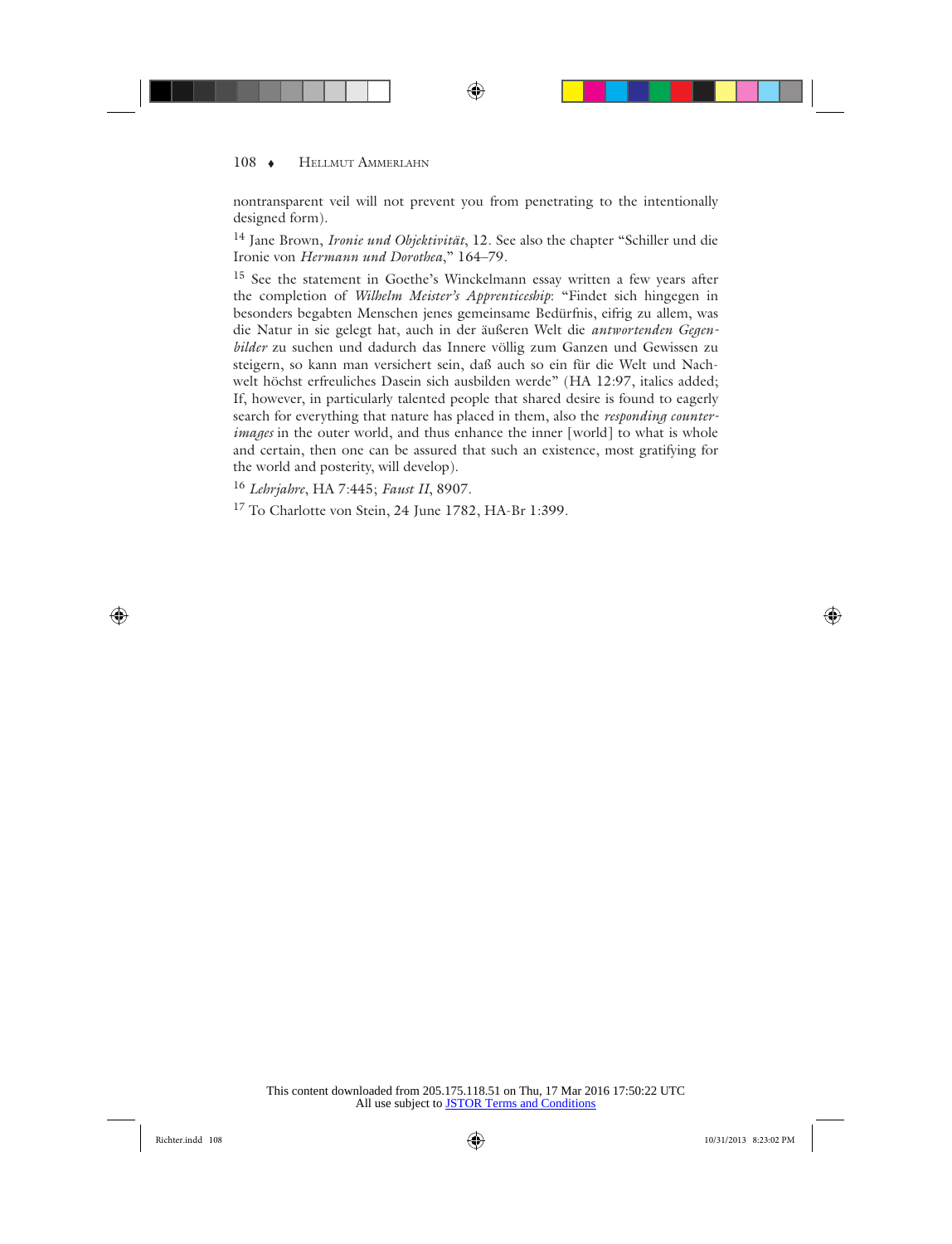nontransparent veil will not prevent you from penetrating to the intentionally designed form).

[14] Jane Brown, *Ironie und Objektivität*, 12. See also the chapter "Schiller und die Ironie von *Hermann und Dorothea*," 164–79.

[15] See the statement in Goethe's Winckelmann essay written a few years after the completion of *Wilhelm Meister's Apprenticeship*: "Findet sich hingegen in besonders begabten Menschen jenes gemeinsame Bedürfnis, eifrig zu allem, was die Natur in sie gelegt hat, auch in der äußeren Welt die *antwortenden Gegenbilder* zu suchen und dadurch das Innere völlig zum Ganzen und Gewissen zu steigern, so kann man versichert sein, daß auch so ein für die Welt und Nachwelt höchst erfreuliches Dasein sich ausbilden werde" (HA 12:97, italics added; If, however, in particularly talented people that shared desire is found to eagerly search for everything that nature has placed in them, also the *responding counter-images* in the outer world, and thus enhance the inner [world] to what is whole and certain, then one can be assured that such an existence, most gratifying for the world and posterity, will develop).

[16] *Lehrjahre*, HA 7:445; *Faust II*, 8907.

[17] To Charlotte von Stein, 24 June 1782, HA-Br 1:399.